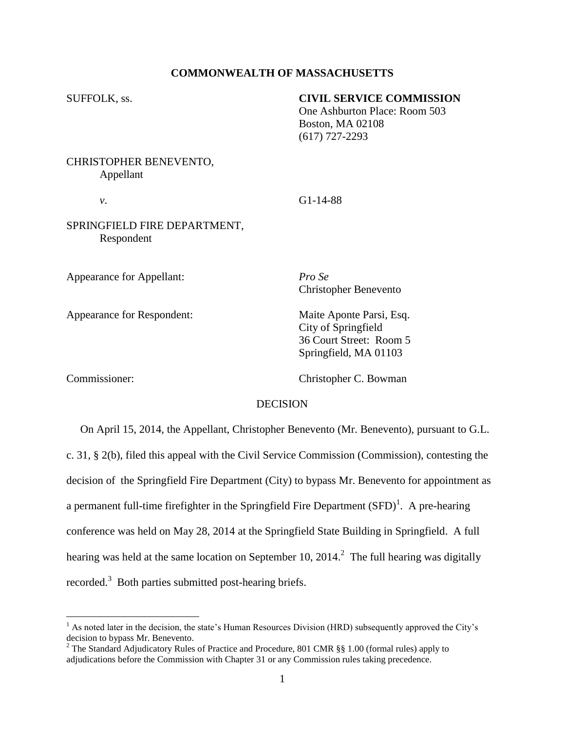**COMMONWEALTH OF MASSACHUSETTS**

SUFFOLK, ss.

**CIVIL SERVICE COMMISSION**
One Ashburton Place: Room 503
Boston, MA 02108
(617) 727-2293

CHRISTOPHER BENEVENTO,
Appellant

*v.*

G1-14-88

SPRINGFIELD FIRE DEPARTMENT,
Respondent

Appearance for Appellant: *Pro Se*
Christopher Benevento

Appearance for Respondent: Maite Aponte Parsi, Esq.
City of Springfield
36 Court Street: Room 5
Springfield, MA 01103

Commissioner: Christopher C. Bowman

DECISION

On April 15, 2014, the Appellant, Christopher Benevento (Mr. Benevento), pursuant to G.L. c. 31, § 2(b), filed this appeal with the Civil Service Commission (Commission), contesting the decision of the Springfield Fire Department (City) to bypass Mr. Benevento for appointment as a permanent full-time firefighter in the Springfield Fire Department (SFD)[1]. A pre-hearing conference was held on May 28, 2014 at the Springfield State Building in Springfield. A full hearing was held at the same location on September 10, 2014.[2] The full hearing was digitally recorded.[3] Both parties submitted post-hearing briefs.

---

[1] As noted later in the decision, the state's Human Resources Division (HRD) subsequently approved the City's decision to bypass Mr. Benevento.

[2] The Standard Adjudicatory Rules of Practice and Procedure, 801 CMR §§ 1.00 (formal rules) apply to adjudications before the Commission with Chapter 31 or any Commission rules taking precedence.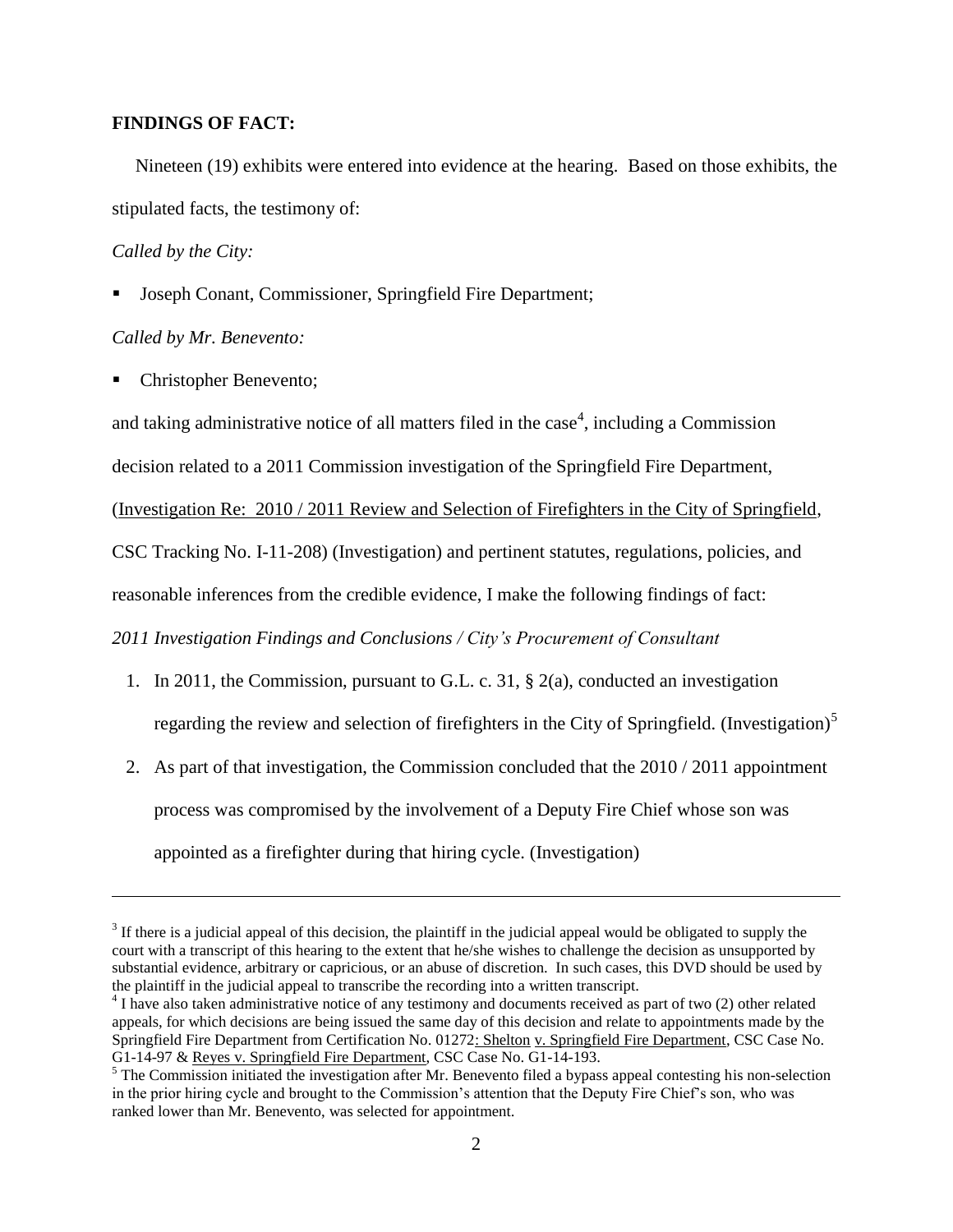**FINDINGS OF FACT:**

Nineteen (19) exhibits were entered into evidence at the hearing. Based on those exhibits, the stipulated facts, the testimony of:

*Called by the City:*

- Joseph Conant, Commissioner, Springfield Fire Department;

*Called by Mr. Benevento:*

- Christopher Benevento;

and taking administrative notice of all matters filed in the case[4], including a Commission decision related to a 2011 Commission investigation of the Springfield Fire Department, (Investigation Re: 2010 / 2011 Review and Selection of Firefighters in the City of Springfield, CSC Tracking No. I-11-208) (Investigation) and pertinent statutes, regulations, policies, and reasonable inferences from the credible evidence, I make the following findings of fact:

*2011 Investigation Findings and Conclusions / City's Procurement of Consultant*

1. In 2011, the Commission, pursuant to G.L. c. 31, § 2(a), conducted an investigation regarding the review and selection of firefighters in the City of Springfield. (Investigation)[5]
2. As part of that investigation, the Commission concluded that the 2010 / 2011 appointment process was compromised by the involvement of a Deputy Fire Chief whose son was appointed as a firefighter during that hiring cycle. (Investigation)

---

[3] If there is a judicial appeal of this decision, the plaintiff in the judicial appeal would be obligated to supply the court with a transcript of this hearing to the extent that he/she wishes to challenge the decision as unsupported by substantial evidence, arbitrary or capricious, or an abuse of discretion. In such cases, this DVD should be used by the plaintiff in the judicial appeal to transcribe the recording into a written transcript.

[4] I have also taken administrative notice of any testimony and documents received as part of two (2) other related appeals, for which decisions are being issued the same day of this decision and relate to appointments made by the Springfield Fire Department from Certification No. 01272: Shelton v. Springfield Fire Department, CSC Case No. G1-14-97 & Reyes v. Springfield Fire Department, CSC Case No. G1-14-193.

[5] The Commission initiated the investigation after Mr. Benevento filed a bypass appeal contesting his non-selection in the prior hiring cycle and brought to the Commission's attention that the Deputy Fire Chief's son, who was ranked lower than Mr. Benevento, was selected for appointment.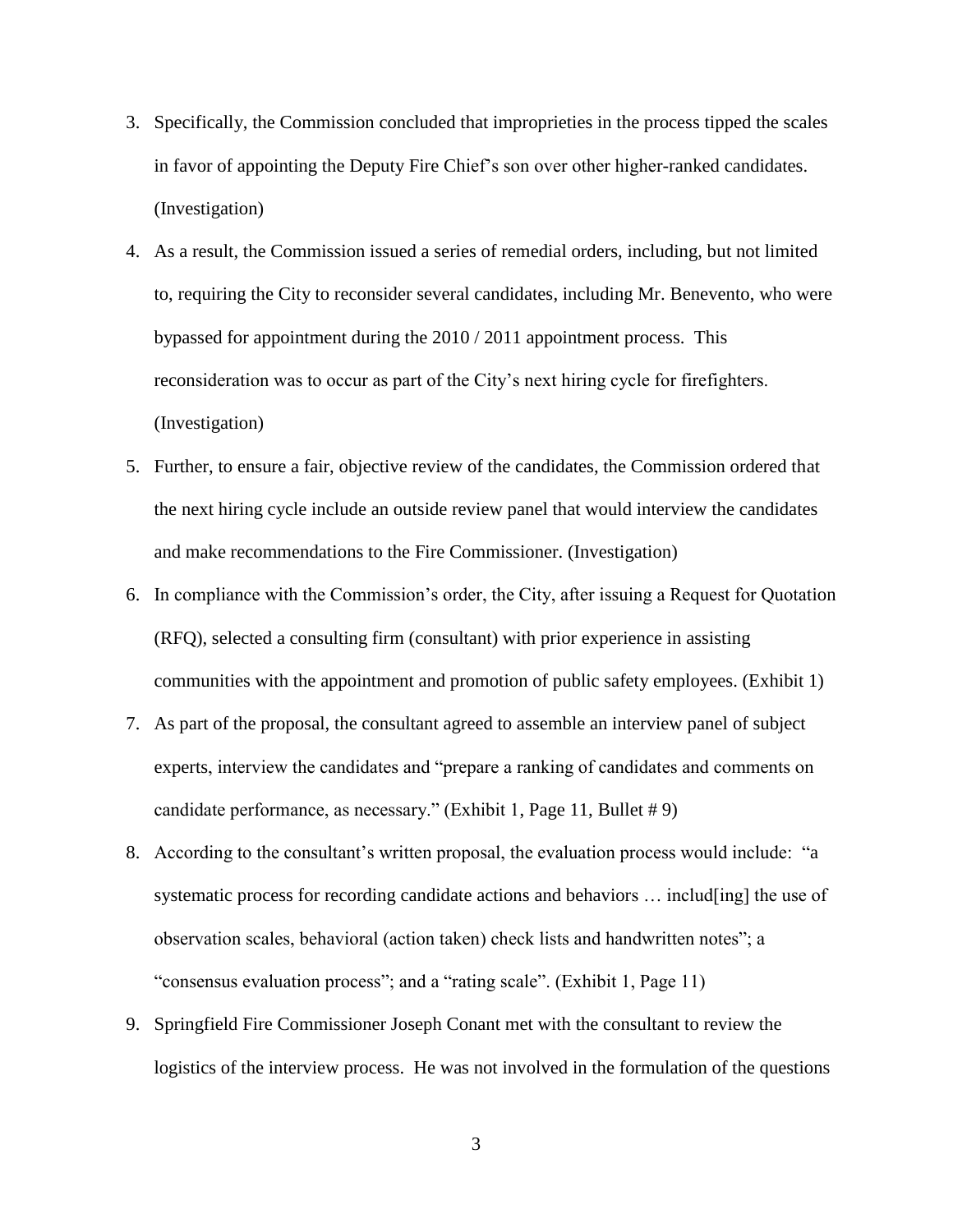3. Specifically, the Commission concluded that improprieties in the process tipped the scales in favor of appointing the Deputy Fire Chief's son over other higher-ranked candidates. (Investigation)

4. As a result, the Commission issued a series of remedial orders, including, but not limited to, requiring the City to reconsider several candidates, including Mr. Benevento, who were bypassed for appointment during the 2010 / 2011 appointment process. This reconsideration was to occur as part of the City's next hiring cycle for firefighters. (Investigation)

5. Further, to ensure a fair, objective review of the candidates, the Commission ordered that the next hiring cycle include an outside review panel that would interview the candidates and make recommendations to the Fire Commissioner. (Investigation)

6. In compliance with the Commission's order, the City, after issuing a Request for Quotation (RFQ), selected a consulting firm (consultant) with prior experience in assisting communities with the appointment and promotion of public safety employees. (Exhibit 1)

7. As part of the proposal, the consultant agreed to assemble an interview panel of subject experts, interview the candidates and "prepare a ranking of candidates and comments on candidate performance, as necessary." (Exhibit 1, Page 11, Bullet # 9)

8. According to the consultant's written proposal, the evaluation process would include: "a systematic process for recording candidate actions and behaviors … includ[ing] the use of observation scales, behavioral (action taken) check lists and handwritten notes"; a "consensus evaluation process"; and a "rating scale". (Exhibit 1, Page 11)

9. Springfield Fire Commissioner Joseph Conant met with the consultant to review the logistics of the interview process. He was not involved in the formulation of the questions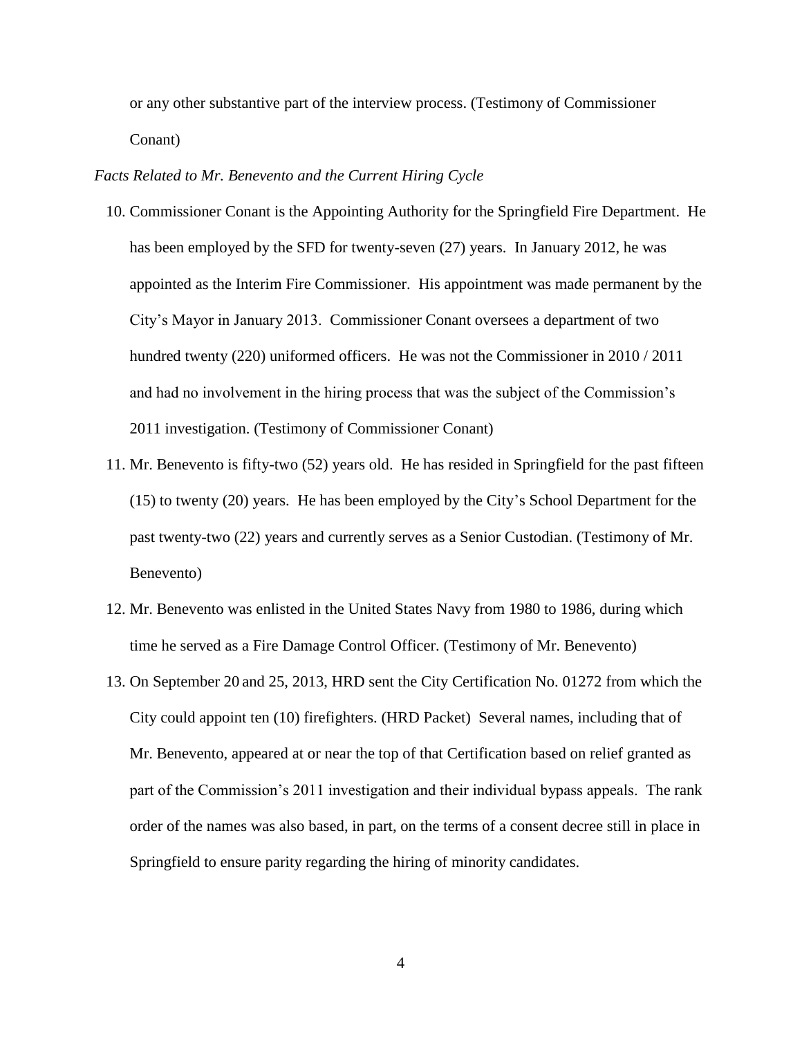or any other substantive part of the interview process. (Testimony of Commissioner Conant)

*Facts Related to Mr. Benevento and the Current Hiring Cycle*

10. Commissioner Conant is the Appointing Authority for the Springfield Fire Department. He has been employed by the SFD for twenty-seven (27) years. In January 2012, he was appointed as the Interim Fire Commissioner. His appointment was made permanent by the City's Mayor in January 2013. Commissioner Conant oversees a department of two hundred twenty (220) uniformed officers. He was not the Commissioner in 2010 / 2011 and had no involvement in the hiring process that was the subject of the Commission's 2011 investigation. (Testimony of Commissioner Conant)
11. Mr. Benevento is fifty-two (52) years old. He has resided in Springfield for the past fifteen (15) to twenty (20) years. He has been employed by the City's School Department for the past twenty-two (22) years and currently serves as a Senior Custodian. (Testimony of Mr. Benevento)
12. Mr. Benevento was enlisted in the United States Navy from 1980 to 1986, during which time he served as a Fire Damage Control Officer. (Testimony of Mr. Benevento)
13. On September 20 and 25, 2013, HRD sent the City Certification No. 01272 from which the City could appoint ten (10) firefighters. (HRD Packet) Several names, including that of Mr. Benevento, appeared at or near the top of that Certification based on relief granted as part of the Commission's 2011 investigation and their individual bypass appeals. The rank order of the names was also based, in part, on the terms of a consent decree still in place in Springfield to ensure parity regarding the hiring of minority candidates.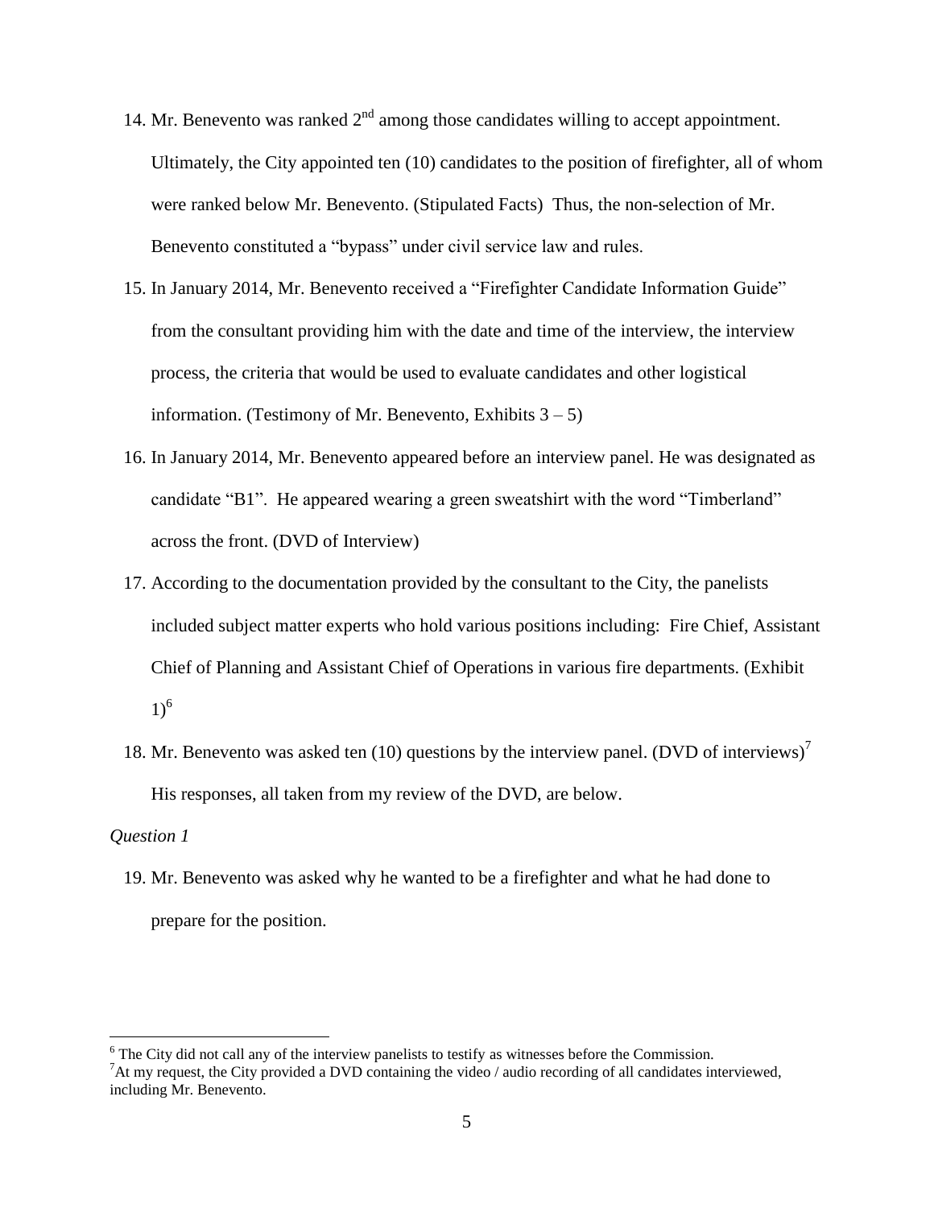14. Mr. Benevento was ranked 2nd among those candidates willing to accept appointment. Ultimately, the City appointed ten (10) candidates to the position of firefighter, all of whom were ranked below Mr. Benevento. (Stipulated Facts) Thus, the non-selection of Mr. Benevento constituted a "bypass" under civil service law and rules.

15. In January 2014, Mr. Benevento received a "Firefighter Candidate Information Guide" from the consultant providing him with the date and time of the interview, the interview process, the criteria that would be used to evaluate candidates and other logistical information. (Testimony of Mr. Benevento, Exhibits 3 – 5)

16. In January 2014, Mr. Benevento appeared before an interview panel. He was designated as candidate "B1". He appeared wearing a green sweatshirt with the word "Timberland" across the front. (DVD of Interview)

17. According to the documentation provided by the consultant to the City, the panelists included subject matter experts who hold various positions including: Fire Chief, Assistant Chief of Planning and Assistant Chief of Operations in various fire departments. (Exhibit 1)[6]

18. Mr. Benevento was asked ten (10) questions by the interview panel. (DVD of interviews)[7] His responses, all taken from my review of the DVD, are below.

*Question 1*

19. Mr. Benevento was asked why he wanted to be a firefighter and what he had done to prepare for the position.

---

[6] The City did not call any of the interview panelists to testify as witnesses before the Commission.

[7] At my request, the City provided a DVD containing the video / audio recording of all candidates interviewed, including Mr. Benevento.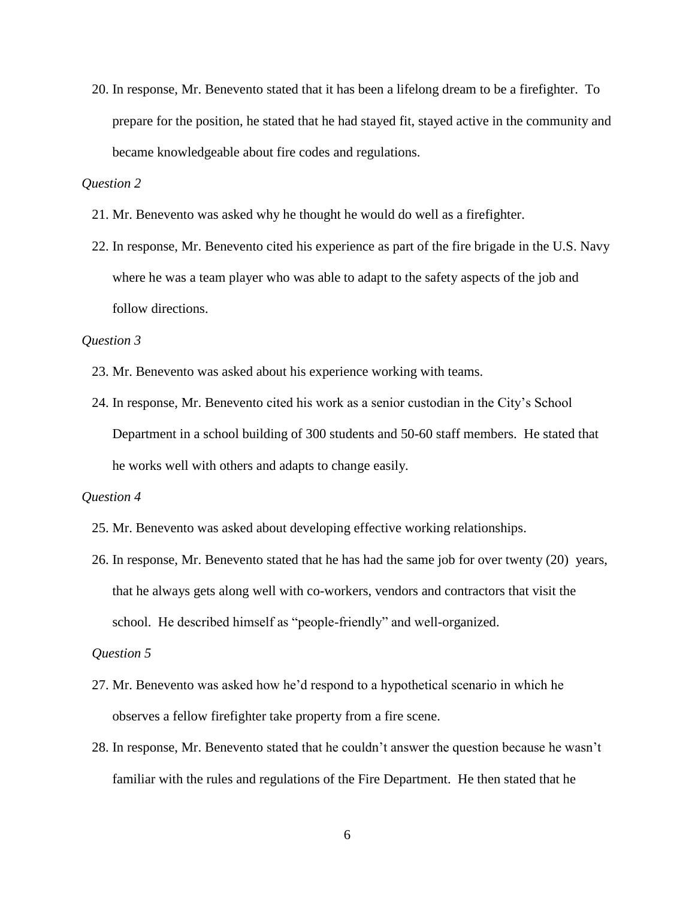20. In response, Mr. Benevento stated that it has been a lifelong dream to be a firefighter. To prepare for the position, he stated that he had stayed fit, stayed active in the community and became knowledgeable about fire codes and regulations.

*Question 2*

21. Mr. Benevento was asked why he thought he would do well as a firefighter.

22. In response, Mr. Benevento cited his experience as part of the fire brigade in the U.S. Navy where he was a team player who was able to adapt to the safety aspects of the job and follow directions.

*Question 3*

23. Mr. Benevento was asked about his experience working with teams.

24. In response, Mr. Benevento cited his work as a senior custodian in the City's School Department in a school building of 300 students and 50-60 staff members. He stated that he works well with others and adapts to change easily.

*Question 4*

25. Mr. Benevento was asked about developing effective working relationships.

26. In response, Mr. Benevento stated that he has had the same job for over twenty (20) years, that he always gets along well with co-workers, vendors and contractors that visit the school. He described himself as "people-friendly" and well-organized.

*Question 5*

27. Mr. Benevento was asked how he'd respond to a hypothetical scenario in which he observes a fellow firefighter take property from a fire scene.

28. In response, Mr. Benevento stated that he couldn't answer the question because he wasn't familiar with the rules and regulations of the Fire Department. He then stated that he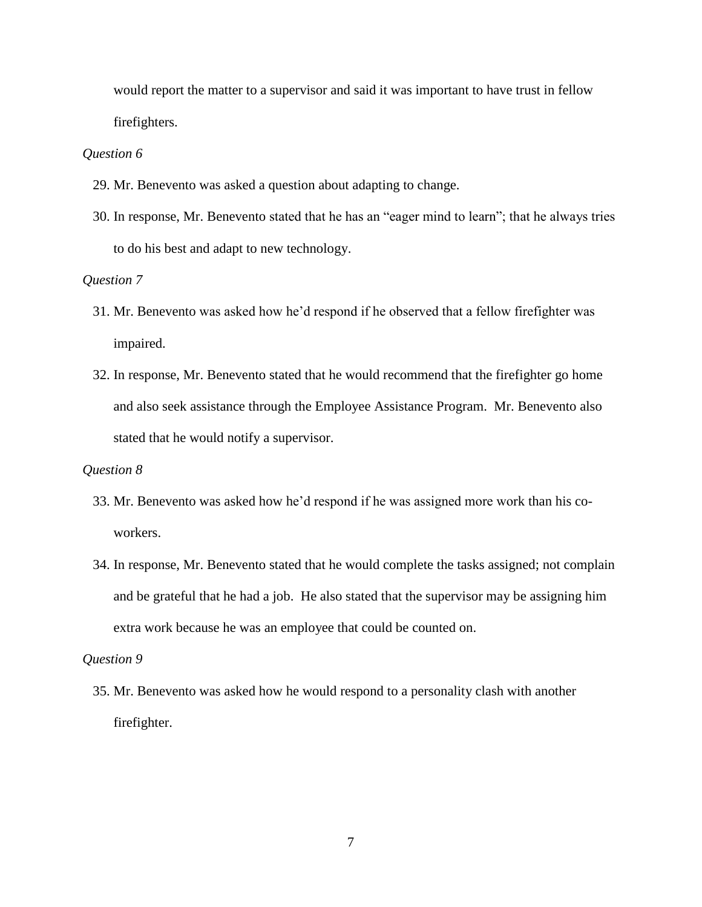would report the matter to a supervisor and said it was important to have trust in fellow firefighters.

*Question 6*

29. Mr. Benevento was asked a question about adapting to change.
30. In response, Mr. Benevento stated that he has an "eager mind to learn"; that he always tries to do his best and adapt to new technology.

*Question 7*

31. Mr. Benevento was asked how he'd respond if he observed that a fellow firefighter was impaired.
32. In response, Mr. Benevento stated that he would recommend that the firefighter go home and also seek assistance through the Employee Assistance Program. Mr. Benevento also stated that he would notify a supervisor.

*Question 8*

33. Mr. Benevento was asked how he'd respond if he was assigned more work than his co-workers.
34. In response, Mr. Benevento stated that he would complete the tasks assigned; not complain and be grateful that he had a job. He also stated that the supervisor may be assigning him extra work because he was an employee that could be counted on.

*Question 9*

35. Mr. Benevento was asked how he would respond to a personality clash with another firefighter.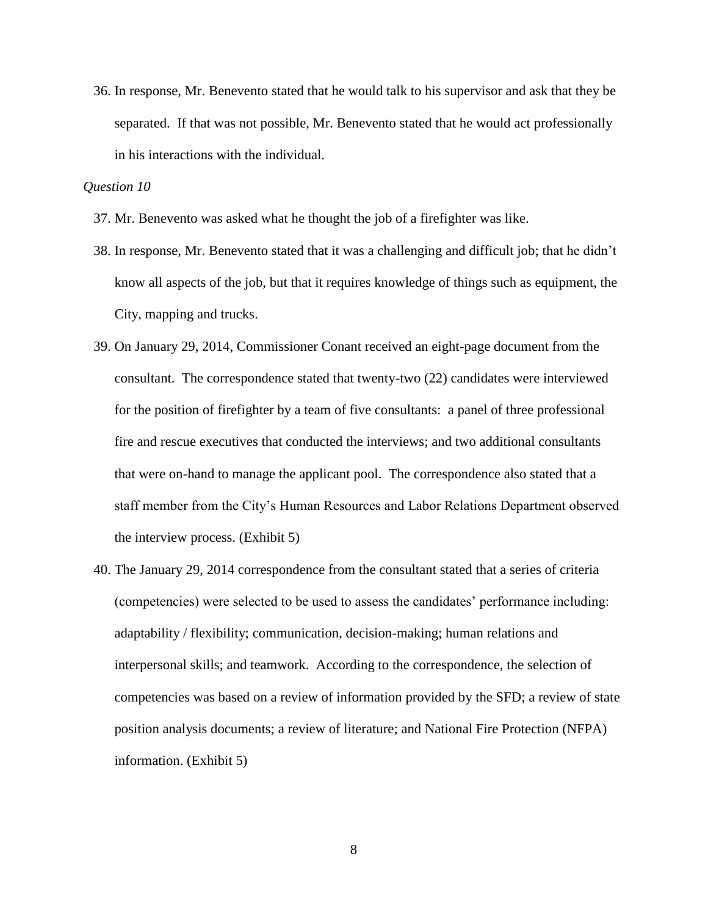36. In response, Mr. Benevento stated that he would talk to his supervisor and ask that they be separated. If that was not possible, Mr. Benevento stated that he would act professionally in his interactions with the individual.

*Question 10*

37. Mr. Benevento was asked what he thought the job of a firefighter was like.

38. In response, Mr. Benevento stated that it was a challenging and difficult job; that he didn't know all aspects of the job, but that it requires knowledge of things such as equipment, the City, mapping and trucks.

39. On January 29, 2014, Commissioner Conant received an eight-page document from the consultant. The correspondence stated that twenty-two (22) candidates were interviewed for the position of firefighter by a team of five consultants: a panel of three professional fire and rescue executives that conducted the interviews; and two additional consultants that were on-hand to manage the applicant pool. The correspondence also stated that a staff member from the City's Human Resources and Labor Relations Department observed the interview process. (Exhibit 5)

40. The January 29, 2014 correspondence from the consultant stated that a series of criteria (competencies) were selected to be used to assess the candidates' performance including: adaptability / flexibility; communication, decision-making; human relations and interpersonal skills; and teamwork. According to the correspondence, the selection of competencies was based on a review of information provided by the SFD; a review of state position analysis documents; a review of literature; and National Fire Protection (NFPA) information. (Exhibit 5)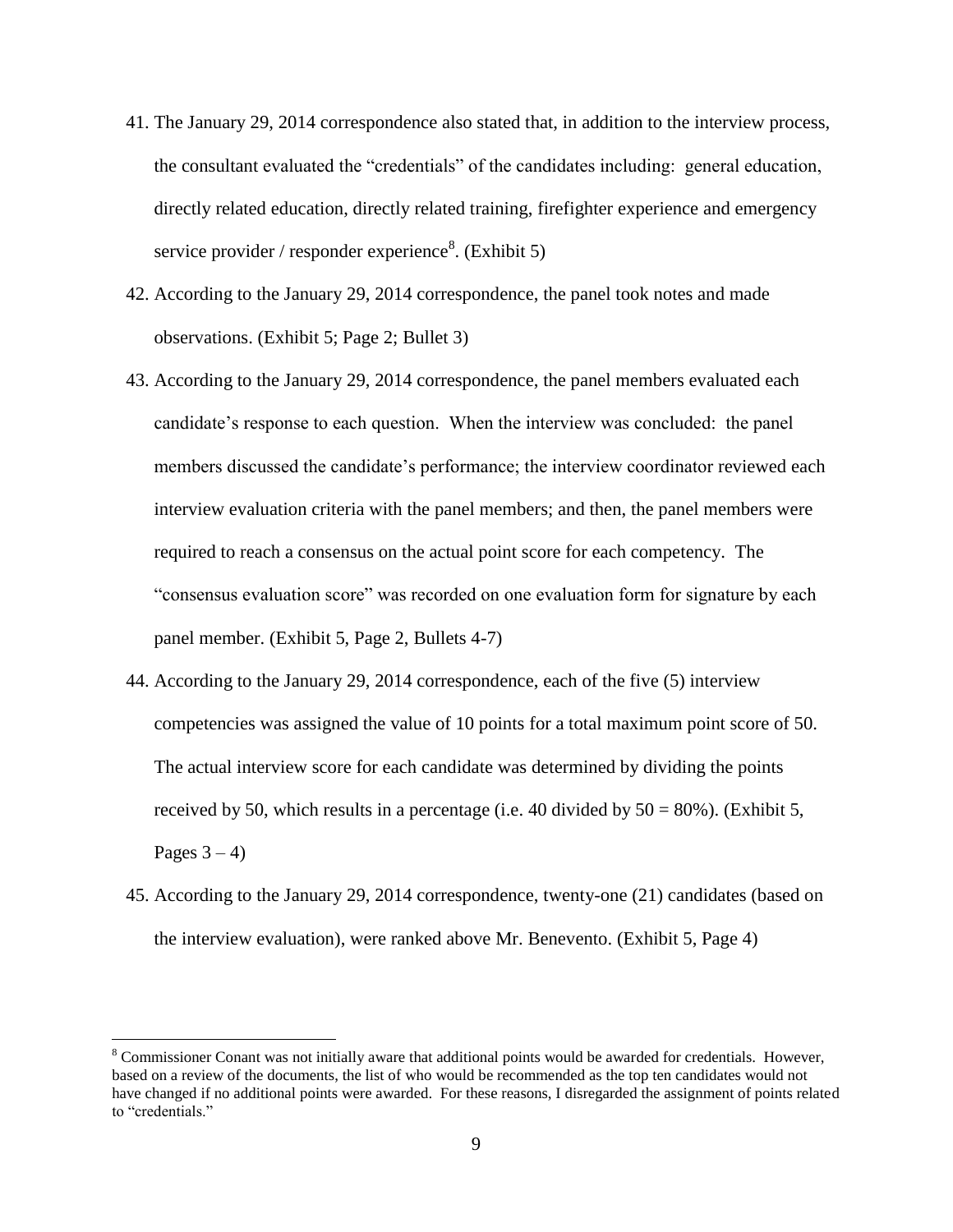41. The January 29, 2014 correspondence also stated that, in addition to the interview process, the consultant evaluated the "credentials" of the candidates including: general education, directly related education, directly related training, firefighter experience and emergency service provider / responder experience[8]. (Exhibit 5)

42. According to the January 29, 2014 correspondence, the panel took notes and made observations. (Exhibit 5; Page 2; Bullet 3)

43. According to the January 29, 2014 correspondence, the panel members evaluated each candidate's response to each question. When the interview was concluded: the panel members discussed the candidate's performance; the interview coordinator reviewed each interview evaluation criteria with the panel members; and then, the panel members were required to reach a consensus on the actual point score for each competency. The "consensus evaluation score" was recorded on one evaluation form for signature by each panel member. (Exhibit 5, Page 2, Bullets 4-7)

44. According to the January 29, 2014 correspondence, each of the five (5) interview competencies was assigned the value of 10 points for a total maximum point score of 50. The actual interview score for each candidate was determined by dividing the points received by 50, which results in a percentage (i.e. 40 divided by 50 = 80%). (Exhibit 5, Pages 3 – 4)

45. According to the January 29, 2014 correspondence, twenty-one (21) candidates (based on the interview evaluation), were ranked above Mr. Benevento. (Exhibit 5, Page 4)

[8] Commissioner Conant was not initially aware that additional points would be awarded for credentials. However, based on a review of the documents, the list of who would be recommended as the top ten candidates would not have changed if no additional points were awarded. For these reasons, I disregarded the assignment of points related to "credentials."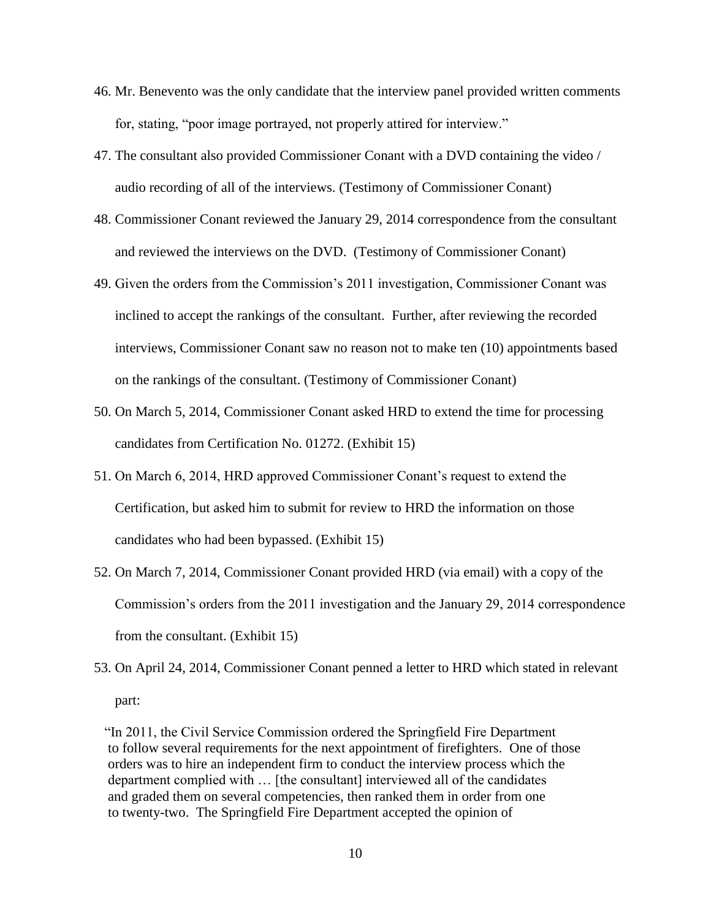46. Mr. Benevento was the only candidate that the interview panel provided written comments for, stating, "poor image portrayed, not properly attired for interview."

47. The consultant also provided Commissioner Conant with a DVD containing the video / audio recording of all of the interviews. (Testimony of Commissioner Conant)

48. Commissioner Conant reviewed the January 29, 2014 correspondence from the consultant and reviewed the interviews on the DVD. (Testimony of Commissioner Conant)

49. Given the orders from the Commission's 2011 investigation, Commissioner Conant was inclined to accept the rankings of the consultant. Further, after reviewing the recorded interviews, Commissioner Conant saw no reason not to make ten (10) appointments based on the rankings of the consultant. (Testimony of Commissioner Conant)

50. On March 5, 2014, Commissioner Conant asked HRD to extend the time for processing candidates from Certification No. 01272. (Exhibit 15)

51. On March 6, 2014, HRD approved Commissioner Conant's request to extend the Certification, but asked him to submit for review to HRD the information on those candidates who had been bypassed. (Exhibit 15)

52. On March 7, 2014, Commissioner Conant provided HRD (via email) with a copy of the Commission's orders from the 2011 investigation and the January 29, 2014 correspondence from the consultant. (Exhibit 15)

53. On April 24, 2014, Commissioner Conant penned a letter to HRD which stated in relevant part:

> "In 2011, the Civil Service Commission ordered the Springfield Fire Department to follow several requirements for the next appointment of firefighters. One of those orders was to hire an independent firm to conduct the interview process which the department complied with … [the consultant] interviewed all of the candidates and graded them on several competencies, then ranked them in order from one to twenty-two. The Springfield Fire Department accepted the opinion of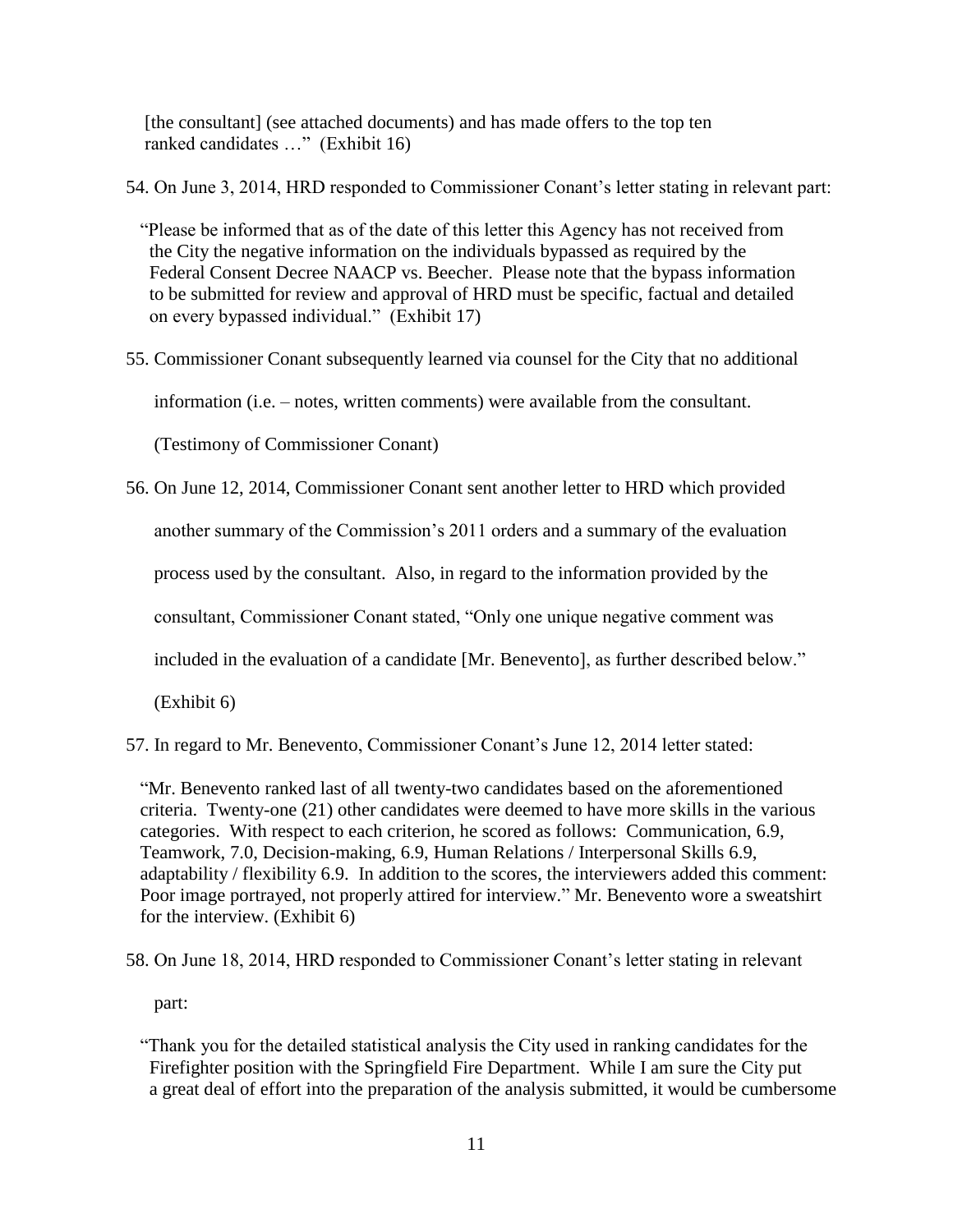[the consultant] (see attached documents) and has made offers to the top ten ranked candidates …" (Exhibit 16)

54. On June 3, 2014, HRD responded to Commissioner Conant's letter stating in relevant part:

> "Please be informed that as of the date of this letter this Agency has not received from the City the negative information on the individuals bypassed as required by the Federal Consent Decree NAACP vs. Beecher. Please note that the bypass information to be submitted for review and approval of HRD must be specific, factual and detailed on every bypassed individual." (Exhibit 17)

55. Commissioner Conant subsequently learned via counsel for the City that no additional information (i.e. – notes, written comments) were available from the consultant. (Testimony of Commissioner Conant)

56. On June 12, 2014, Commissioner Conant sent another letter to HRD which provided another summary of the Commission's 2011 orders and a summary of the evaluation process used by the consultant. Also, in regard to the information provided by the consultant, Commissioner Conant stated, "Only one unique negative comment was included in the evaluation of a candidate [Mr. Benevento], as further described below." (Exhibit 6)

57. In regard to Mr. Benevento, Commissioner Conant's June 12, 2014 letter stated:

> "Mr. Benevento ranked last of all twenty-two candidates based on the aforementioned criteria. Twenty-one (21) other candidates were deemed to have more skills in the various categories. With respect to each criterion, he scored as follows: Communication, 6.9, Teamwork, 7.0, Decision-making, 6.9, Human Relations / Interpersonal Skills 6.9, adaptability / flexibility 6.9. In addition to the scores, the interviewers added this comment: Poor image portrayed, not properly attired for interview." Mr. Benevento wore a sweatshirt for the interview. (Exhibit 6)

58. On June 18, 2014, HRD responded to Commissioner Conant's letter stating in relevant part:

> "Thank you for the detailed statistical analysis the City used in ranking candidates for the Firefighter position with the Springfield Fire Department. While I am sure the City put a great deal of effort into the preparation of the analysis submitted, it would be cumbersome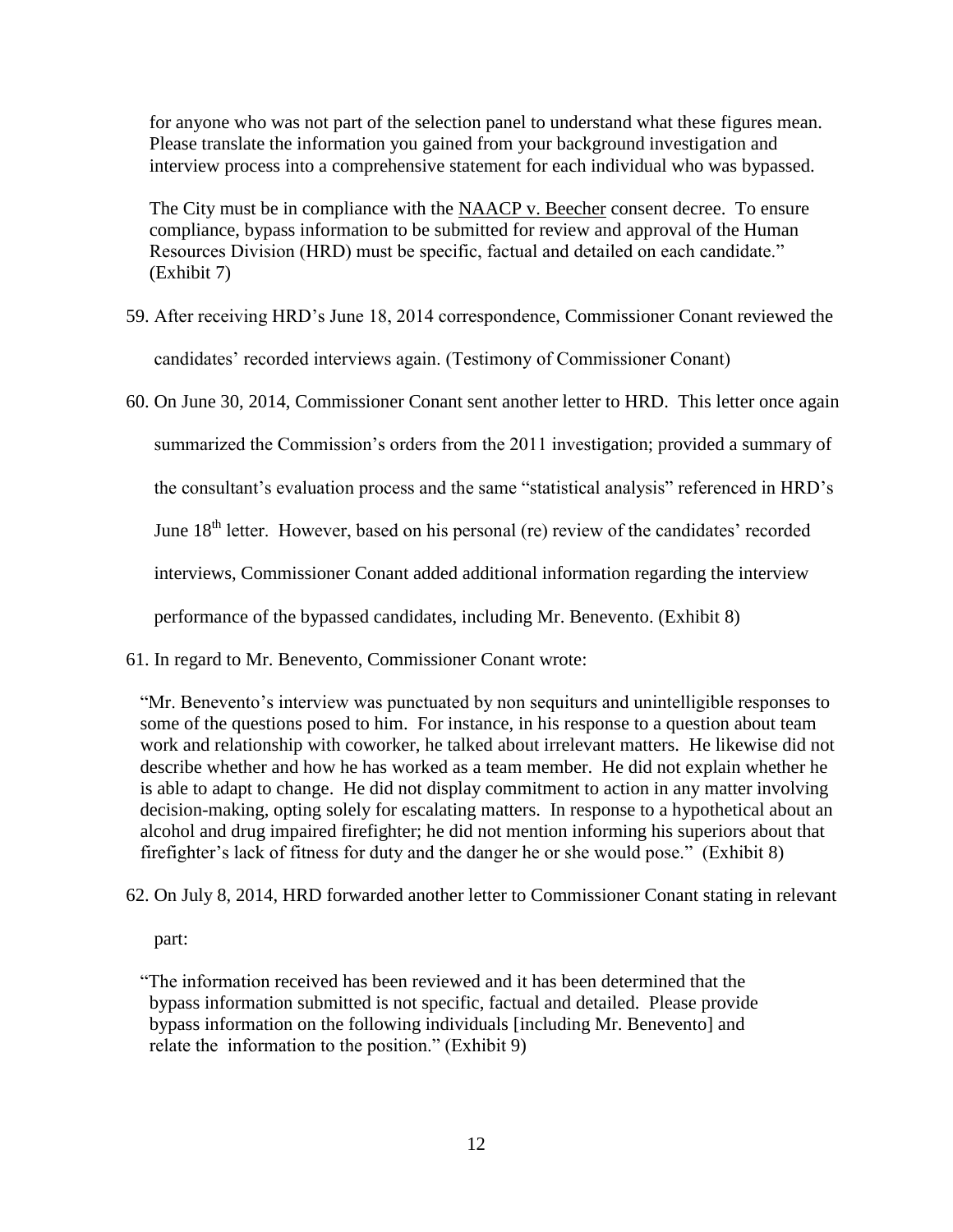for anyone who was not part of the selection panel to understand what these figures mean. Please translate the information you gained from your background investigation and interview process into a comprehensive statement for each individual who was bypassed.

> The City must be in compliance with the NAACP v. Beecher consent decree. To ensure compliance, bypass information to be submitted for review and approval of the Human Resources Division (HRD) must be specific, factual and detailed on each candidate." (Exhibit 7)

59. After receiving HRD's June 18, 2014 correspondence, Commissioner Conant reviewed the candidates' recorded interviews again. (Testimony of Commissioner Conant)

60. On June 30, 2014, Commissioner Conant sent another letter to HRD. This letter once again summarized the Commission's orders from the 2011 investigation; provided a summary of the consultant's evaluation process and the same "statistical analysis" referenced in HRD's June 18th letter. However, based on his personal (re) review of the candidates' recorded interviews, Commissioner Conant added additional information regarding the interview performance of the bypassed candidates, including Mr. Benevento. (Exhibit 8)

61. In regard to Mr. Benevento, Commissioner Conant wrote:

> "Mr. Benevento's interview was punctuated by non sequiturs and unintelligible responses to some of the questions posed to him. For instance, in his response to a question about team work and relationship with coworker, he talked about irrelevant matters. He likewise did not describe whether and how he has worked as a team member. He did not explain whether he is able to adapt to change. He did not display commitment to action in any matter involving decision-making, opting solely for escalating matters. In response to a hypothetical about an alcohol and drug impaired firefighter; he did not mention informing his superiors about that firefighter's lack of fitness for duty and the danger he or she would pose." (Exhibit 8)

62. On July 8, 2014, HRD forwarded another letter to Commissioner Conant stating in relevant part:

> "The information received has been reviewed and it has been determined that the bypass information submitted is not specific, factual and detailed. Please provide bypass information on the following individuals [including Mr. Benevento] and relate the information to the position." (Exhibit 9)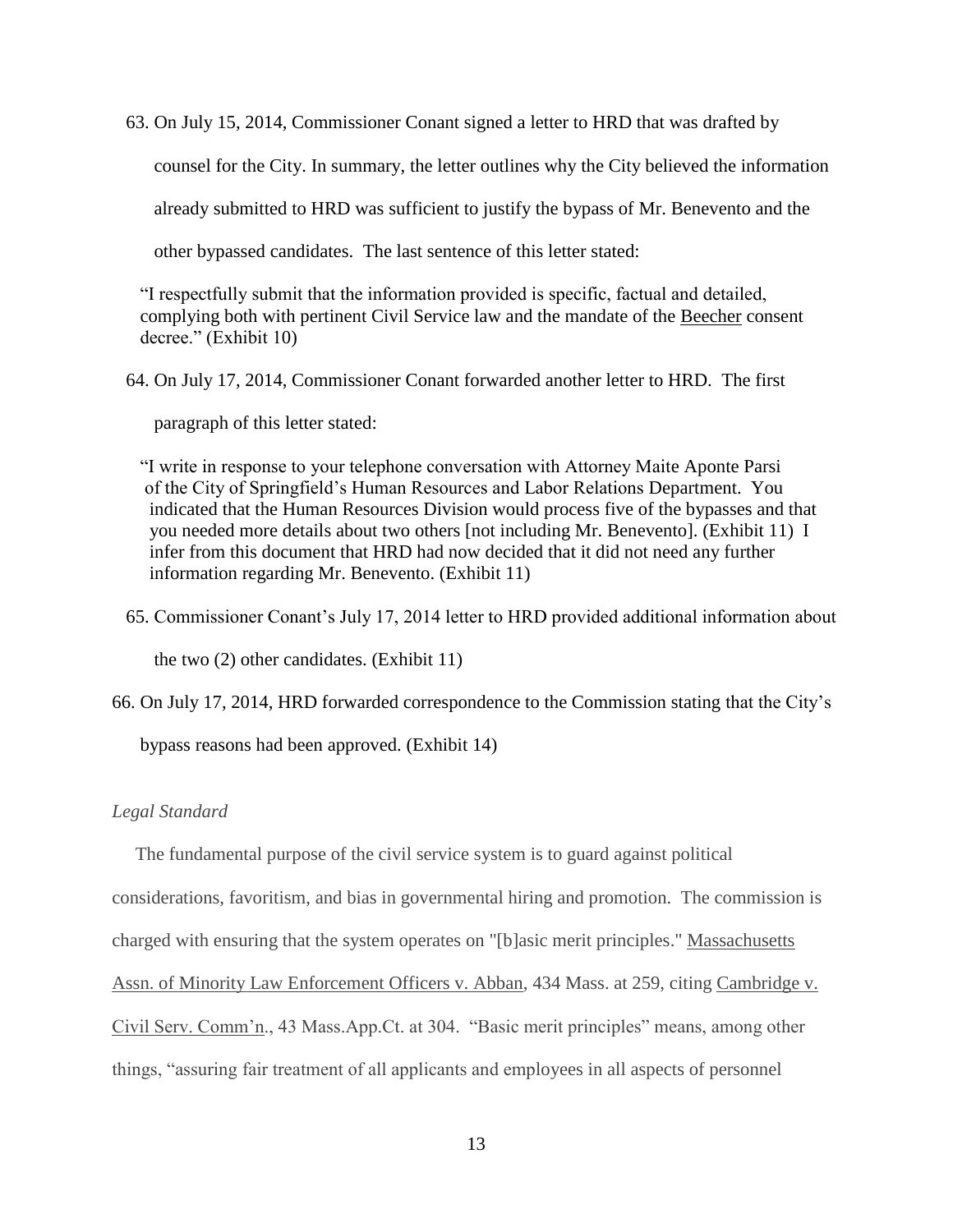63. On July 15, 2014, Commissioner Conant signed a letter to HRD that was drafted by counsel for the City. In summary, the letter outlines why the City believed the information already submitted to HRD was sufficient to justify the bypass of Mr. Benevento and the other bypassed candidates. The last sentence of this letter stated:

   "I respectfully submit that the information provided is specific, factual and detailed, complying both with pertinent Civil Service law and the mandate of the Beecher consent decree." (Exhibit 10)

64. On July 17, 2014, Commissioner Conant forwarded another letter to HRD. The first paragraph of this letter stated:

   "I write in response to your telephone conversation with Attorney Maite Aponte Parsi of the City of Springfield's Human Resources and Labor Relations Department. You indicated that the Human Resources Division would process five of the bypasses and that you needed more details about two others [not including Mr. Benevento]. (Exhibit 11) I infer from this document that HRD had now decided that it did not need any further information regarding Mr. Benevento. (Exhibit 11)

65. Commissioner Conant's July 17, 2014 letter to HRD provided additional information about the two (2) other candidates. (Exhibit 11)

66. On July 17, 2014, HRD forwarded correspondence to the Commission stating that the City's bypass reasons had been approved. (Exhibit 14)

*Legal Standard*

The fundamental purpose of the civil service system is to guard against political considerations, favoritism, and bias in governmental hiring and promotion. The commission is charged with ensuring that the system operates on "[b]asic merit principles." Massachusetts Assn. of Minority Law Enforcement Officers v. Abban, 434 Mass. at 259, citing Cambridge v. Civil Serv. Comm'n., 43 Mass.App.Ct. at 304. "Basic merit principles" means, among other things, "assuring fair treatment of all applicants and employees in all aspects of personnel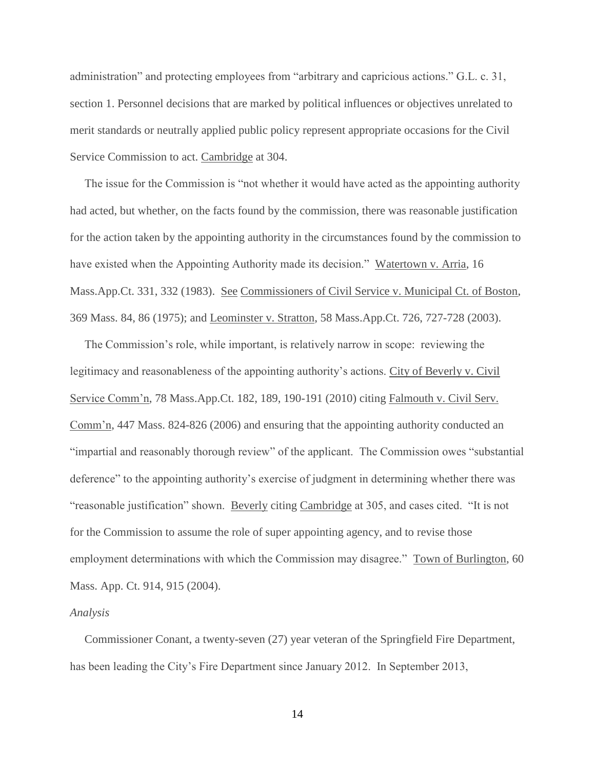administration" and protecting employees from "arbitrary and capricious actions." G.L. c. 31, section 1. Personnel decisions that are marked by political influences or objectives unrelated to merit standards or neutrally applied public policy represent appropriate occasions for the Civil Service Commission to act. Cambridge at 304.

The issue for the Commission is "not whether it would have acted as the appointing authority had acted, but whether, on the facts found by the commission, there was reasonable justification for the action taken by the appointing authority in the circumstances found by the commission to have existed when the Appointing Authority made its decision." Watertown v. Arria, 16 Mass.App.Ct. 331, 332 (1983). See Commissioners of Civil Service v. Municipal Ct. of Boston, 369 Mass. 84, 86 (1975); and Leominster v. Stratton, 58 Mass.App.Ct. 726, 727-728 (2003).

The Commission's role, while important, is relatively narrow in scope: reviewing the legitimacy and reasonableness of the appointing authority's actions. City of Beverly v. Civil Service Comm'n, 78 Mass.App.Ct. 182, 189, 190-191 (2010) citing Falmouth v. Civil Serv. Comm'n, 447 Mass. 824-826 (2006) and ensuring that the appointing authority conducted an "impartial and reasonably thorough review" of the applicant. The Commission owes "substantial deference" to the appointing authority's exercise of judgment in determining whether there was "reasonable justification" shown. Beverly citing Cambridge at 305, and cases cited. "It is not for the Commission to assume the role of super appointing agency, and to revise those employment determinations with which the Commission may disagree." Town of Burlington, 60 Mass. App. Ct. 914, 915 (2004).

*Analysis*

Commissioner Conant, a twenty-seven (27) year veteran of the Springfield Fire Department, has been leading the City's Fire Department since January 2012. In September 2013,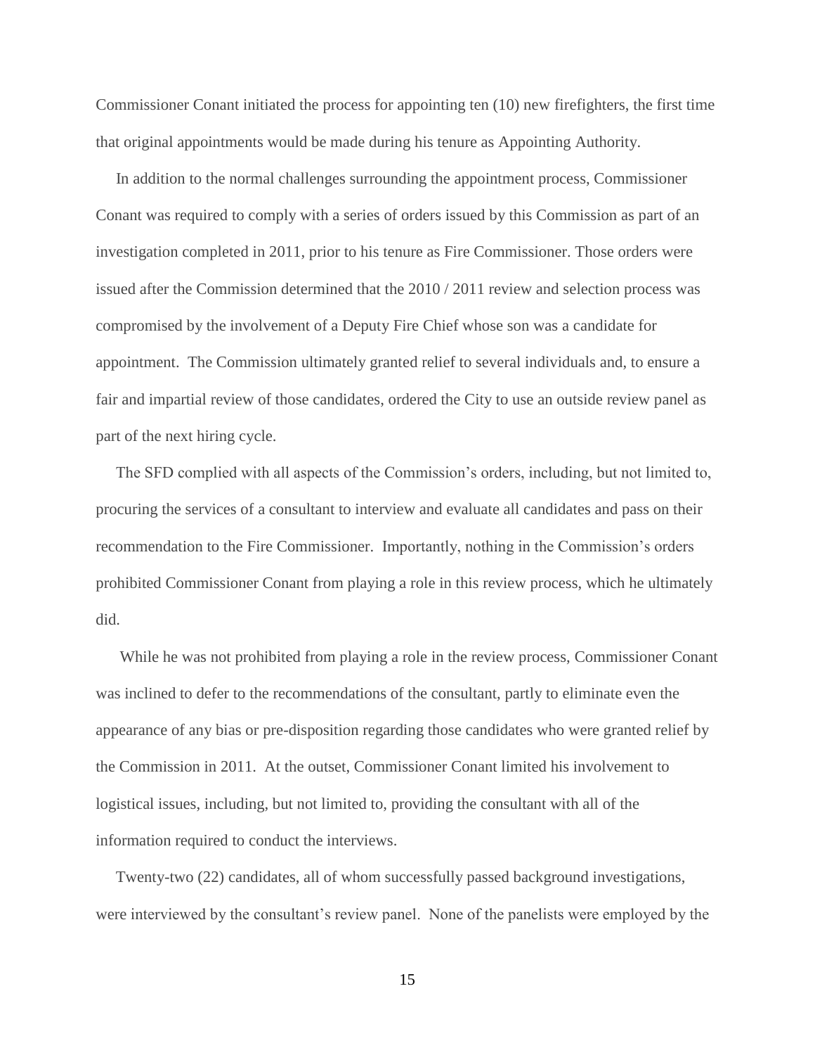Commissioner Conant initiated the process for appointing ten (10) new firefighters, the first time that original appointments would be made during his tenure as Appointing Authority.

In addition to the normal challenges surrounding the appointment process, Commissioner Conant was required to comply with a series of orders issued by this Commission as part of an investigation completed in 2011, prior to his tenure as Fire Commissioner. Those orders were issued after the Commission determined that the 2010 / 2011 review and selection process was compromised by the involvement of a Deputy Fire Chief whose son was a candidate for appointment. The Commission ultimately granted relief to several individuals and, to ensure a fair and impartial review of those candidates, ordered the City to use an outside review panel as part of the next hiring cycle.

The SFD complied with all aspects of the Commission's orders, including, but not limited to, procuring the services of a consultant to interview and evaluate all candidates and pass on their recommendation to the Fire Commissioner. Importantly, nothing in the Commission's orders prohibited Commissioner Conant from playing a role in this review process, which he ultimately did.

While he was not prohibited from playing a role in the review process, Commissioner Conant was inclined to defer to the recommendations of the consultant, partly to eliminate even the appearance of any bias or pre-disposition regarding those candidates who were granted relief by the Commission in 2011. At the outset, Commissioner Conant limited his involvement to logistical issues, including, but not limited to, providing the consultant with all of the information required to conduct the interviews.

Twenty-two (22) candidates, all of whom successfully passed background investigations, were interviewed by the consultant's review panel. None of the panelists were employed by the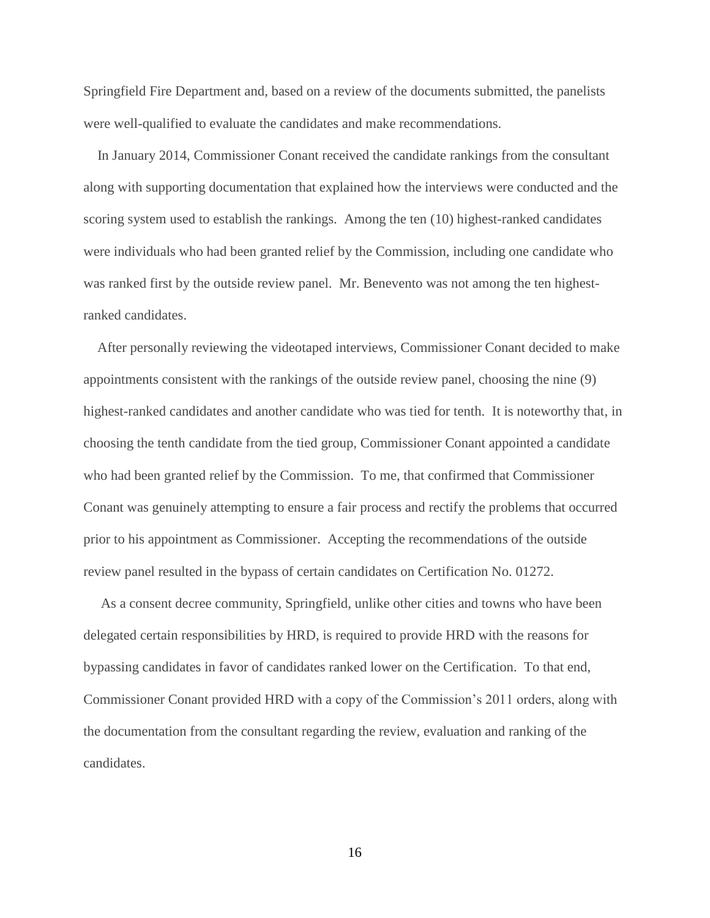Springfield Fire Department and, based on a review of the documents submitted, the panelists were well-qualified to evaluate the candidates and make recommendations.

In January 2014, Commissioner Conant received the candidate rankings from the consultant along with supporting documentation that explained how the interviews were conducted and the scoring system used to establish the rankings. Among the ten (10) highest-ranked candidates were individuals who had been granted relief by the Commission, including one candidate who was ranked first by the outside review panel. Mr. Benevento was not among the ten highest-ranked candidates.

After personally reviewing the videotaped interviews, Commissioner Conant decided to make appointments consistent with the rankings of the outside review panel, choosing the nine (9) highest-ranked candidates and another candidate who was tied for tenth. It is noteworthy that, in choosing the tenth candidate from the tied group, Commissioner Conant appointed a candidate who had been granted relief by the Commission. To me, that confirmed that Commissioner Conant was genuinely attempting to ensure a fair process and rectify the problems that occurred prior to his appointment as Commissioner. Accepting the recommendations of the outside review panel resulted in the bypass of certain candidates on Certification No. 01272.

As a consent decree community, Springfield, unlike other cities and towns who have been delegated certain responsibilities by HRD, is required to provide HRD with the reasons for bypassing candidates in favor of candidates ranked lower on the Certification. To that end, Commissioner Conant provided HRD with a copy of the Commission's 2011 orders, along with the documentation from the consultant regarding the review, evaluation and ranking of the candidates.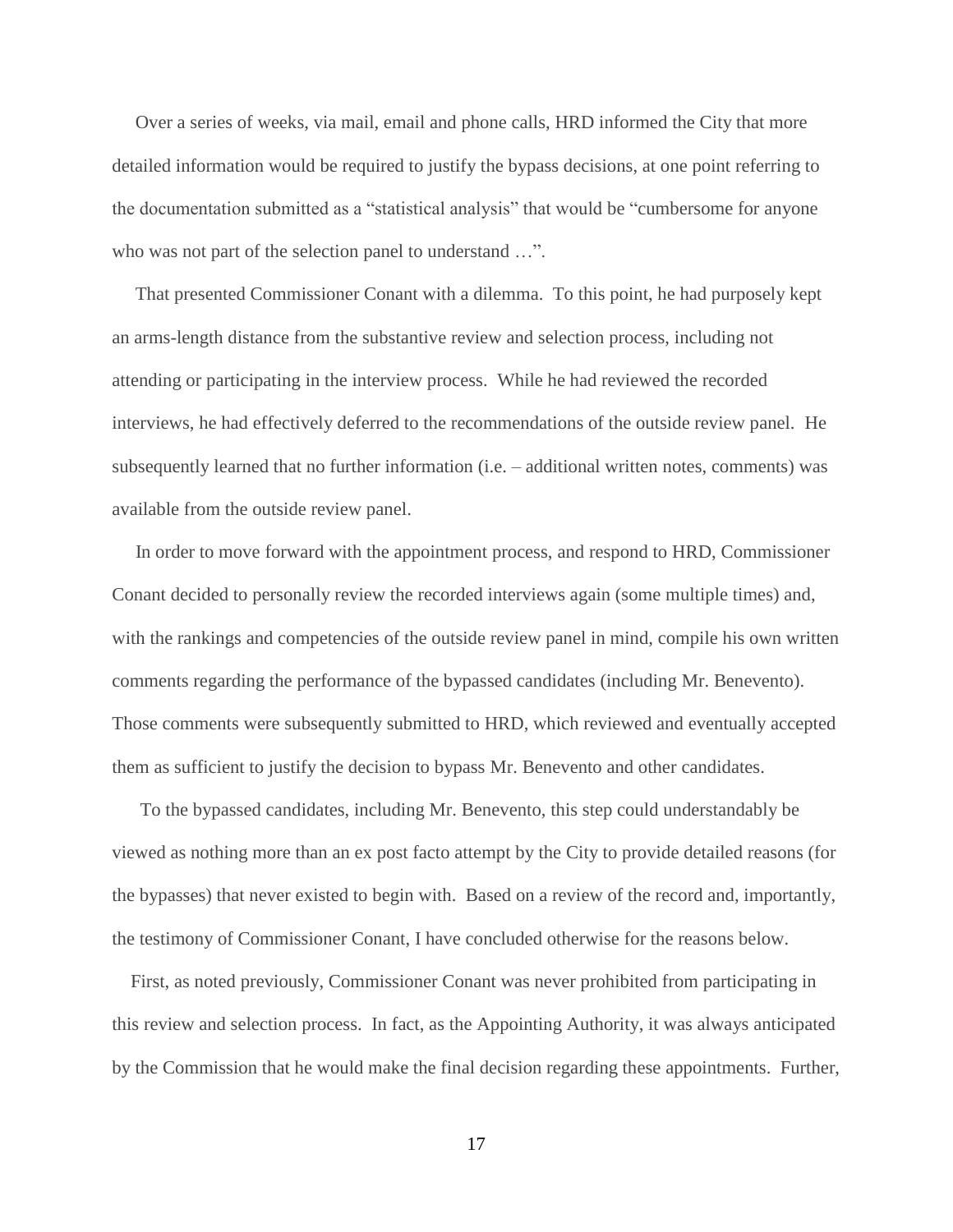Over a series of weeks, via mail, email and phone calls, HRD informed the City that more detailed information would be required to justify the bypass decisions, at one point referring to the documentation submitted as a "statistical analysis" that would be "cumbersome for anyone who was not part of the selection panel to understand …".

That presented Commissioner Conant with a dilemma. To this point, he had purposely kept an arms-length distance from the substantive review and selection process, including not attending or participating in the interview process. While he had reviewed the recorded interviews, he had effectively deferred to the recommendations of the outside review panel. He subsequently learned that no further information (i.e. – additional written notes, comments) was available from the outside review panel.

In order to move forward with the appointment process, and respond to HRD, Commissioner Conant decided to personally review the recorded interviews again (some multiple times) and, with the rankings and competencies of the outside review panel in mind, compile his own written comments regarding the performance of the bypassed candidates (including Mr. Benevento). Those comments were subsequently submitted to HRD, which reviewed and eventually accepted them as sufficient to justify the decision to bypass Mr. Benevento and other candidates.

To the bypassed candidates, including Mr. Benevento, this step could understandably be viewed as nothing more than an ex post facto attempt by the City to provide detailed reasons (for the bypasses) that never existed to begin with. Based on a review of the record and, importantly, the testimony of Commissioner Conant, I have concluded otherwise for the reasons below.

First, as noted previously, Commissioner Conant was never prohibited from participating in this review and selection process. In fact, as the Appointing Authority, it was always anticipated by the Commission that he would make the final decision regarding these appointments. Further,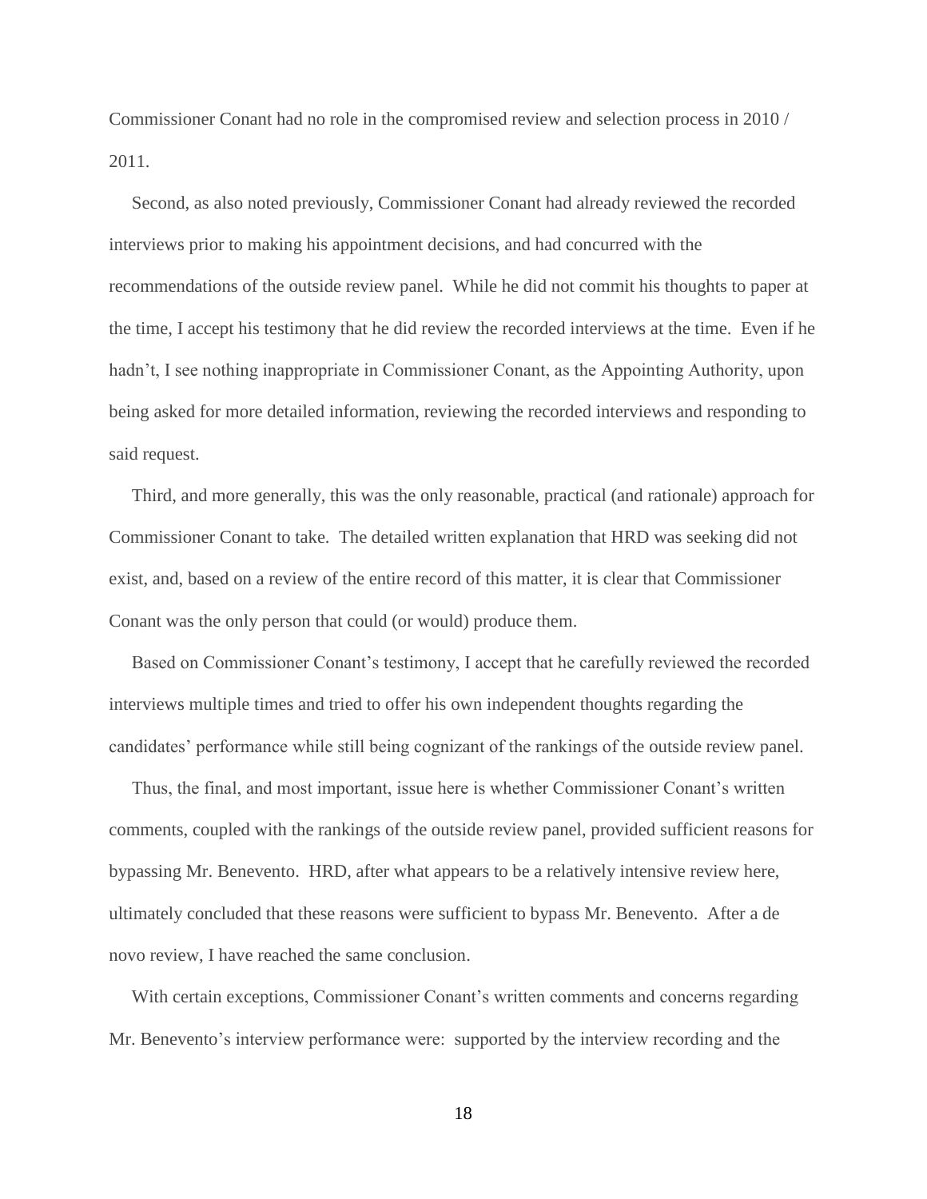Commissioner Conant had no role in the compromised review and selection process in 2010 / 2011.

Second, as also noted previously, Commissioner Conant had already reviewed the recorded interviews prior to making his appointment decisions, and had concurred with the recommendations of the outside review panel. While he did not commit his thoughts to paper at the time, I accept his testimony that he did review the recorded interviews at the time. Even if he hadn't, I see nothing inappropriate in Commissioner Conant, as the Appointing Authority, upon being asked for more detailed information, reviewing the recorded interviews and responding to said request.

Third, and more generally, this was the only reasonable, practical (and rationale) approach for Commissioner Conant to take. The detailed written explanation that HRD was seeking did not exist, and, based on a review of the entire record of this matter, it is clear that Commissioner Conant was the only person that could (or would) produce them.

Based on Commissioner Conant's testimony, I accept that he carefully reviewed the recorded interviews multiple times and tried to offer his own independent thoughts regarding the candidates' performance while still being cognizant of the rankings of the outside review panel.

Thus, the final, and most important, issue here is whether Commissioner Conant's written comments, coupled with the rankings of the outside review panel, provided sufficient reasons for bypassing Mr. Benevento. HRD, after what appears to be a relatively intensive review here, ultimately concluded that these reasons were sufficient to bypass Mr. Benevento. After a de novo review, I have reached the same conclusion.

With certain exceptions, Commissioner Conant's written comments and concerns regarding Mr. Benevento's interview performance were: supported by the interview recording and the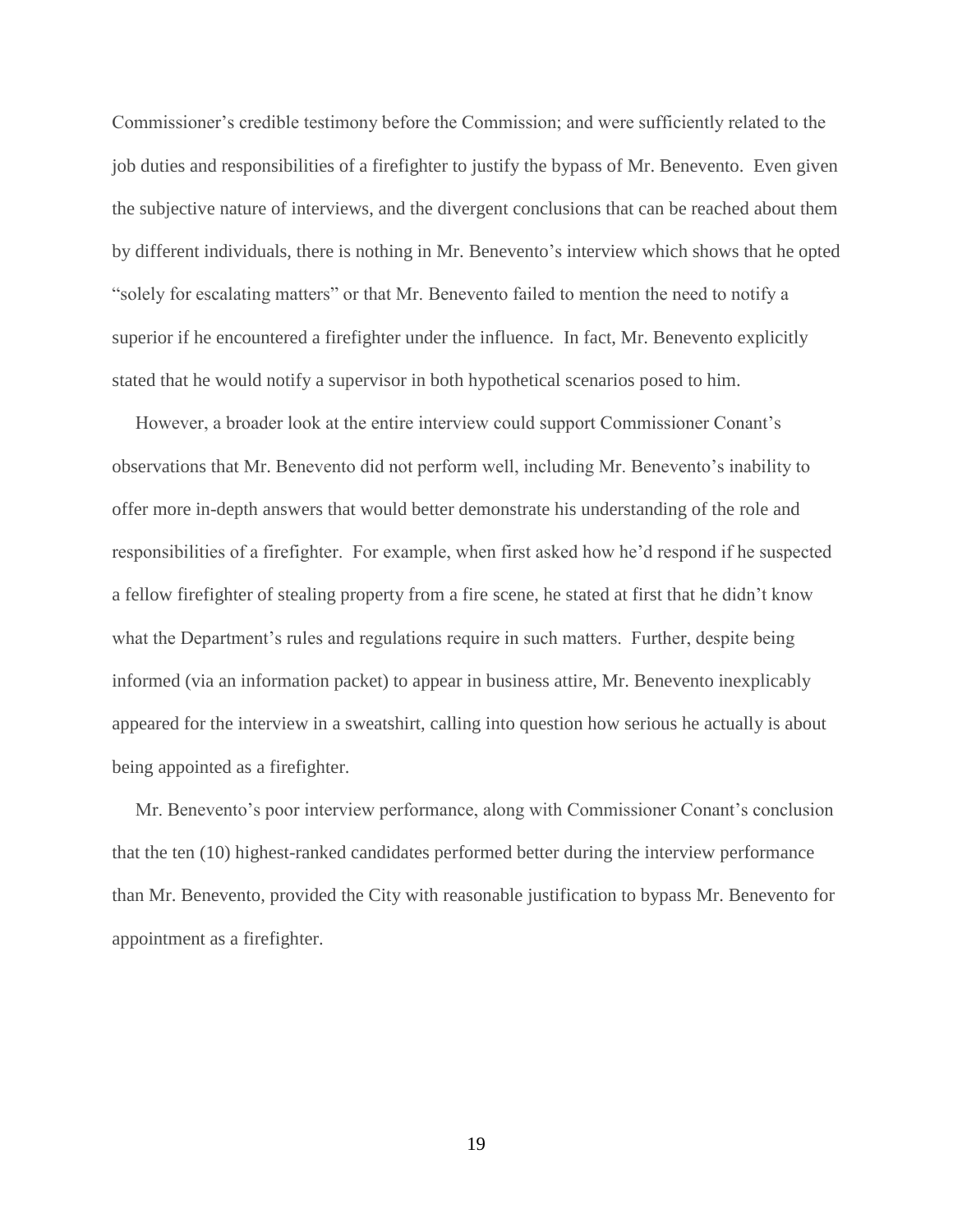Commissioner's credible testimony before the Commission; and were sufficiently related to the job duties and responsibilities of a firefighter to justify the bypass of Mr. Benevento. Even given the subjective nature of interviews, and the divergent conclusions that can be reached about them by different individuals, there is nothing in Mr. Benevento's interview which shows that he opted "solely for escalating matters" or that Mr. Benevento failed to mention the need to notify a superior if he encountered a firefighter under the influence. In fact, Mr. Benevento explicitly stated that he would notify a supervisor in both hypothetical scenarios posed to him.

However, a broader look at the entire interview could support Commissioner Conant's observations that Mr. Benevento did not perform well, including Mr. Benevento's inability to offer more in-depth answers that would better demonstrate his understanding of the role and responsibilities of a firefighter. For example, when first asked how he'd respond if he suspected a fellow firefighter of stealing property from a fire scene, he stated at first that he didn't know what the Department's rules and regulations require in such matters. Further, despite being informed (via an information packet) to appear in business attire, Mr. Benevento inexplicably appeared for the interview in a sweatshirt, calling into question how serious he actually is about being appointed as a firefighter.

Mr. Benevento's poor interview performance, along with Commissioner Conant's conclusion that the ten (10) highest-ranked candidates performed better during the interview performance than Mr. Benevento, provided the City with reasonable justification to bypass Mr. Benevento for appointment as a firefighter.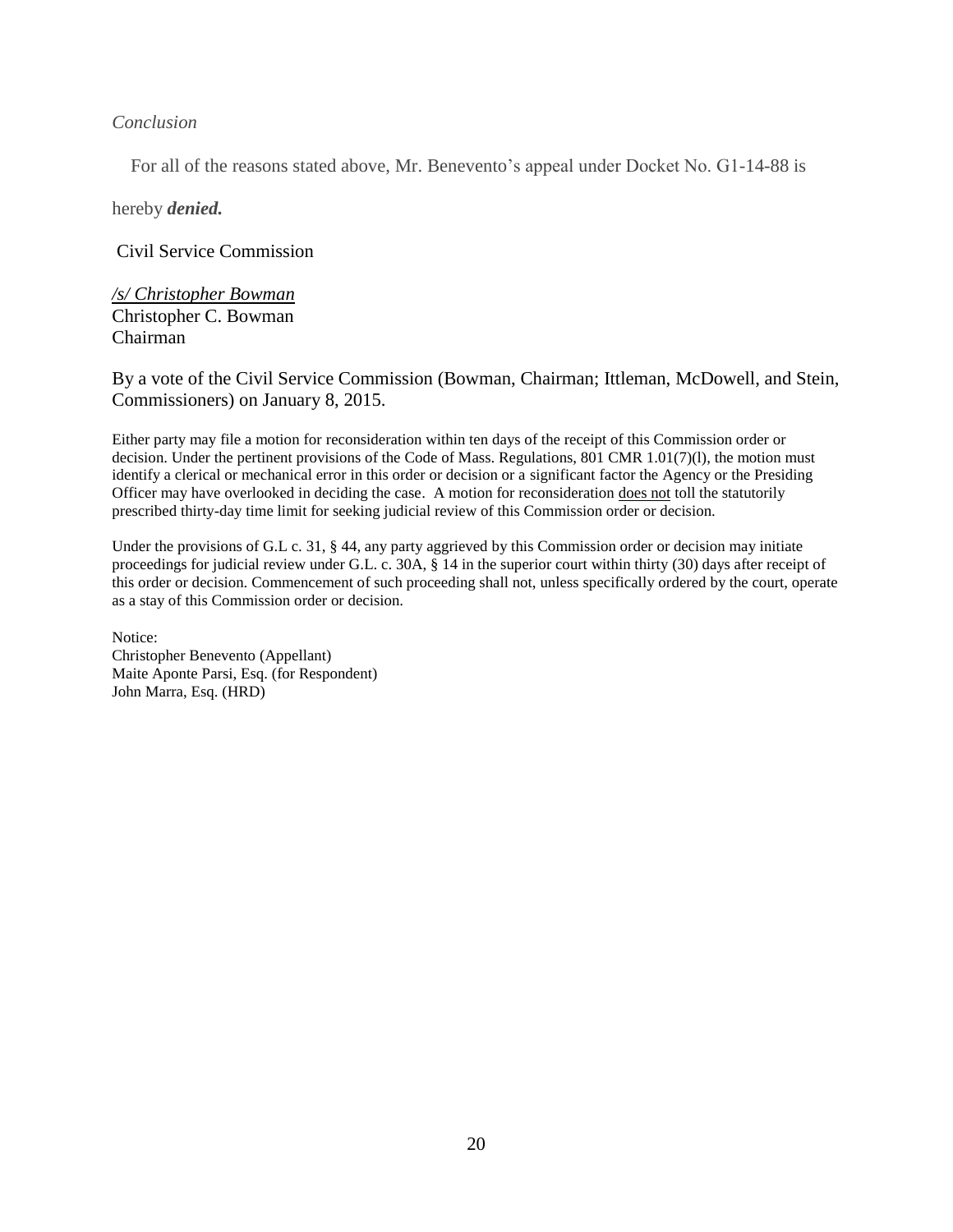*Conclusion*

For all of the reasons stated above, Mr. Benevento's appeal under Docket No. G1-14-88 is hereby ***denied.***

Civil Service Commission

*/s/ Christopher Bowman*
Christopher C. Bowman
Chairman

By a vote of the Civil Service Commission (Bowman, Chairman; Ittleman, McDowell, and Stein, Commissioners) on January 8, 2015.

Either party may file a motion for reconsideration within ten days of the receipt of this Commission order or decision. Under the pertinent provisions of the Code of Mass. Regulations, 801 CMR 1.01(7)(l), the motion must identify a clerical or mechanical error in this order or decision or a significant factor the Agency or the Presiding Officer may have overlooked in deciding the case. A motion for reconsideration does not toll the statutorily prescribed thirty-day time limit for seeking judicial review of this Commission order or decision.

Under the provisions of G.L c. 31, § 44, any party aggrieved by this Commission order or decision may initiate proceedings for judicial review under G.L. c. 30A, § 14 in the superior court within thirty (30) days after receipt of this order or decision. Commencement of such proceeding shall not, unless specifically ordered by the court, operate as a stay of this Commission order or decision.

Notice:
Christopher Benevento (Appellant)
Maite Aponte Parsi, Esq. (for Respondent)
John Marra, Esq. (HRD)